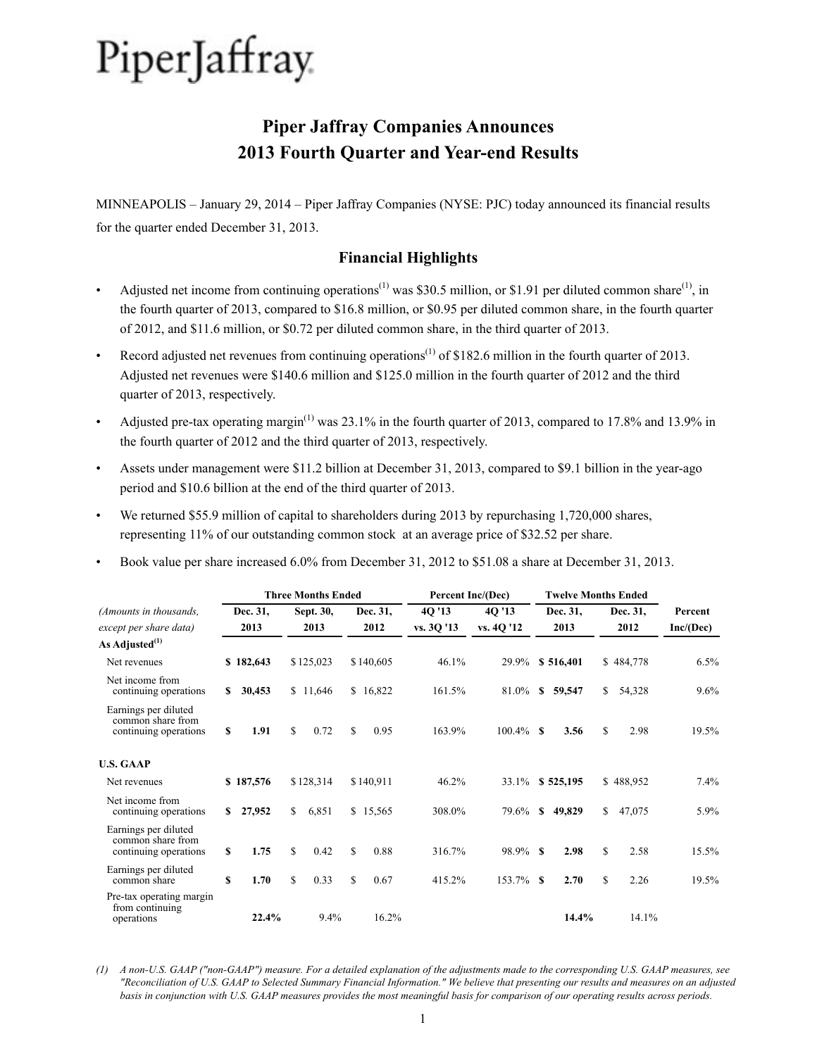PiperJaffray

# Piper Jaffray Companies Announces 2013 Fourth Quarter and Year-end Results

MINNEAPOLIS – January 29, 2014 – Piper Jaffray Companies (NYSE: PJC) today announced its financial results for the quarter ended December 31, 2013.

## Financial Highlights

- Adjusted net income from continuing operations[(1)] was $30.5 million, or $1.91 per diluted common share[(1)], in the fourth quarter of 2013, compared to $16.8 million, or $0.95 per diluted common share, in the fourth quarter of 2012, and $11.6 million, or $0.72 per diluted common share, in the third quarter of 2013.
- Record adjusted net revenues from continuing operations[(1)] of $182.6 million in the fourth quarter of 2013. Adjusted net revenues were $140.6 million and $125.0 million in the fourth quarter of 2012 and the third quarter of 2013, respectively.
- Adjusted pre-tax operating margin[(1)] was 23.1% in the fourth quarter of 2013, compared to 17.8% and 13.9% in the fourth quarter of 2012 and the third quarter of 2013, respectively.
- Assets under management were $11.2 billion at December 31, 2013, compared to $9.1 billion in the year-ago period and $10.6 billion at the end of the third quarter of 2013.
- We returned $55.9 million of capital to shareholders during 2013 by repurchasing 1,720,000 shares, representing 11% of our outstanding common stock at an average price of $32.52 per share.
- Book value per share increased 6.0% from December 31, 2012 to $51.08 a share at December 31, 2013.

| | Three Months Ended | | | Percent Inc/(Dec) | | Twelve Months Ended | | |
|---|---|---|---|---|---|---|---|---|
| *(Amounts in thousands, except per share data)* | Dec. 31, 2013 | Sept. 30, 2013 | Dec. 31, 2012 | 4Q '13 vs. 3Q '13 | 4Q '13 vs. 4Q '12 | Dec. 31, 2013 | Dec. 31, 2012 | Percent Inc/(Dec) |
| **As Adjusted[(1)]** | | | | | | | | |
| Net revenues | **$ 182,643** | $ 125,023 | $ 140,605 | 46.1% | 29.9% | **$ 516,401** | $ 484,778 | 6.5% |
| Net income from continuing operations | **$ 30,453** | $ 11,646 | $ 16,822 | 161.5% | 81.0% | **$ 59,547** | $ 54,328 | 9.6% |
| Earnings per diluted common share from continuing operations | **$ 1.91** | $ 0.72 | $ 0.95 | 163.9% | 100.4% | **$ 3.56** | $ 2.98 | 19.5% |
| **U.S. GAAP** | | | | | | | | |
| Net revenues | **$ 187,576** | $ 128,314 | $ 140,911 | 46.2% | 33.1% | **$ 525,195** | $ 488,952 | 7.4% |
| Net income from continuing operations | **$ 27,952** | $ 6,851 | $ 15,565 | 308.0% | 79.6% | **$ 49,829** | $ 47,075 | 5.9% |
| Earnings per diluted common share from continuing operations | **$ 1.75** | $ 0.42 | $ 0.88 | 316.7% | 98.9% | **$ 2.98** | $ 2.58 | 15.5% |
| Earnings per diluted common share | **$ 1.70** | $ 0.33 | $ 0.67 | 415.2% | 153.7% | **$ 2.70** | $ 2.26 | 19.5% |
| Pre-tax operating margin from continuing operations | **22.4%** | 9.4% | 16.2% | | | **14.4%** | 14.1% | |

*(1) A non-U.S. GAAP ("non-GAAP") measure. For a detailed explanation of the adjustments made to the corresponding U.S. GAAP measures, see "Reconciliation of U.S. GAAP to Selected Summary Financial Information." We believe that presenting our results and measures on an adjusted basis in conjunction with U.S. GAAP measures provides the most meaningful basis for comparison of our operating results across periods.*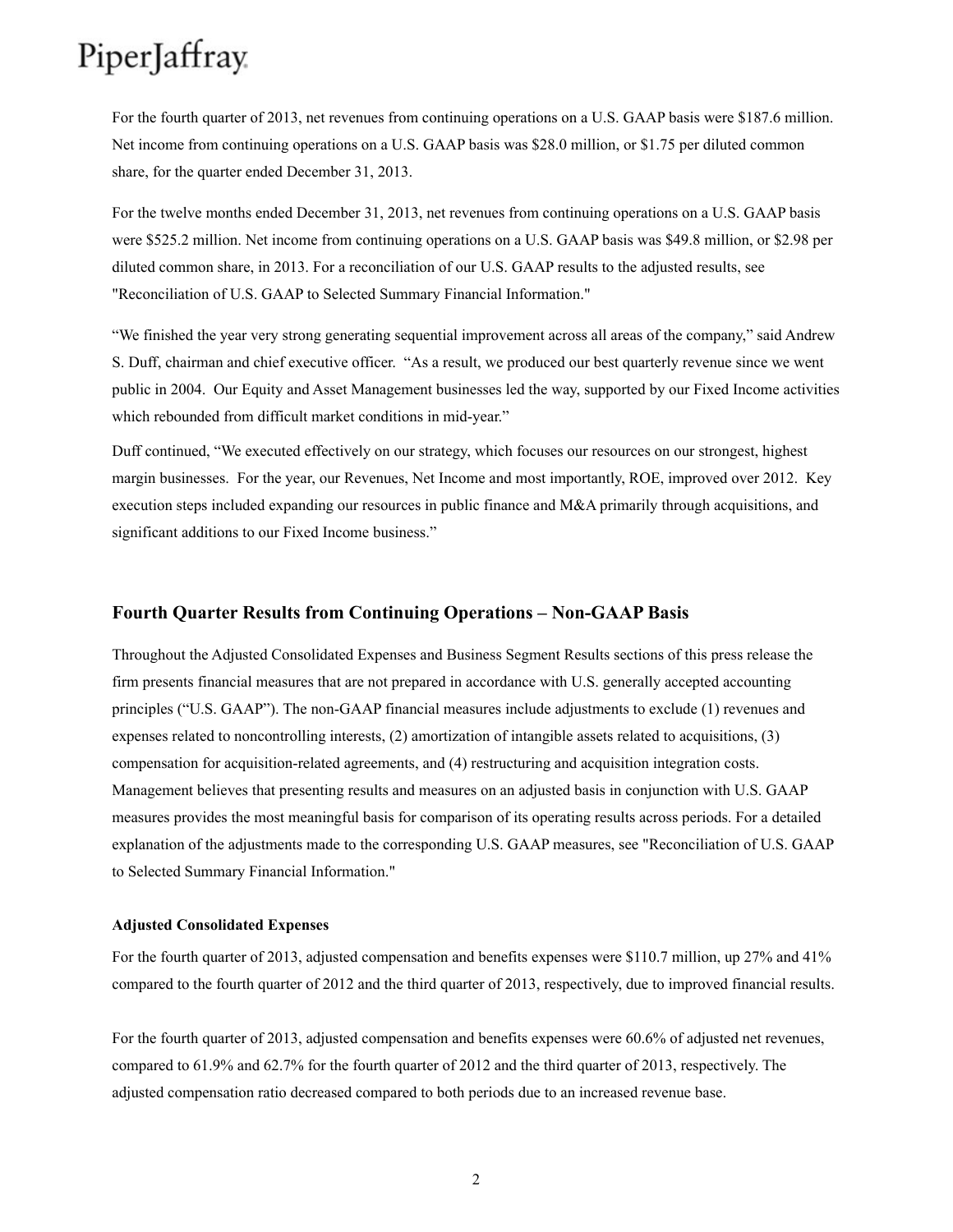For the fourth quarter of 2013, net revenues from continuing operations on a U.S. GAAP basis were $187.6 million. Net income from continuing operations on a U.S. GAAP basis was $28.0 million, or $1.75 per diluted common share, for the quarter ended December 31, 2013.

For the twelve months ended December 31, 2013, net revenues from continuing operations on a U.S. GAAP basis were $525.2 million. Net income from continuing operations on a U.S. GAAP basis was $49.8 million, or $2.98 per diluted common share, in 2013. For a reconciliation of our U.S. GAAP results to the adjusted results, see "Reconciliation of U.S. GAAP to Selected Summary Financial Information."

"We finished the year very strong generating sequential improvement across all areas of the company," said Andrew S. Duff, chairman and chief executive officer. "As a result, we produced our best quarterly revenue since we went public in 2004. Our Equity and Asset Management businesses led the way, supported by our Fixed Income activities which rebounded from difficult market conditions in mid-year."

Duff continued, "We executed effectively on our strategy, which focuses our resources on our strongest, highest margin businesses. For the year, our Revenues, Net Income and most importantly, ROE, improved over 2012. Key execution steps included expanding our resources in public finance and M&A primarily through acquisitions, and significant additions to our Fixed Income business."

## Fourth Quarter Results from Continuing Operations – Non-GAAP Basis

Throughout the Adjusted Consolidated Expenses and Business Segment Results sections of this press release the firm presents financial measures that are not prepared in accordance with U.S. generally accepted accounting principles ("U.S. GAAP"). The non-GAAP financial measures include adjustments to exclude (1) revenues and expenses related to noncontrolling interests, (2) amortization of intangible assets related to acquisitions, (3) compensation for acquisition-related agreements, and (4) restructuring and acquisition integration costs. Management believes that presenting results and measures on an adjusted basis in conjunction with U.S. GAAP measures provides the most meaningful basis for comparison of its operating results across periods. For a detailed explanation of the adjustments made to the corresponding U.S. GAAP measures, see "Reconciliation of U.S. GAAP to Selected Summary Financial Information."

### Adjusted Consolidated Expenses

For the fourth quarter of 2013, adjusted compensation and benefits expenses were $110.7 million, up 27% and 41% compared to the fourth quarter of 2012 and the third quarter of 2013, respectively, due to improved financial results.

For the fourth quarter of 2013, adjusted compensation and benefits expenses were 60.6% of adjusted net revenues, compared to 61.9% and 62.7% for the fourth quarter of 2012 and the third quarter of 2013, respectively. The adjusted compensation ratio decreased compared to both periods due to an increased revenue base.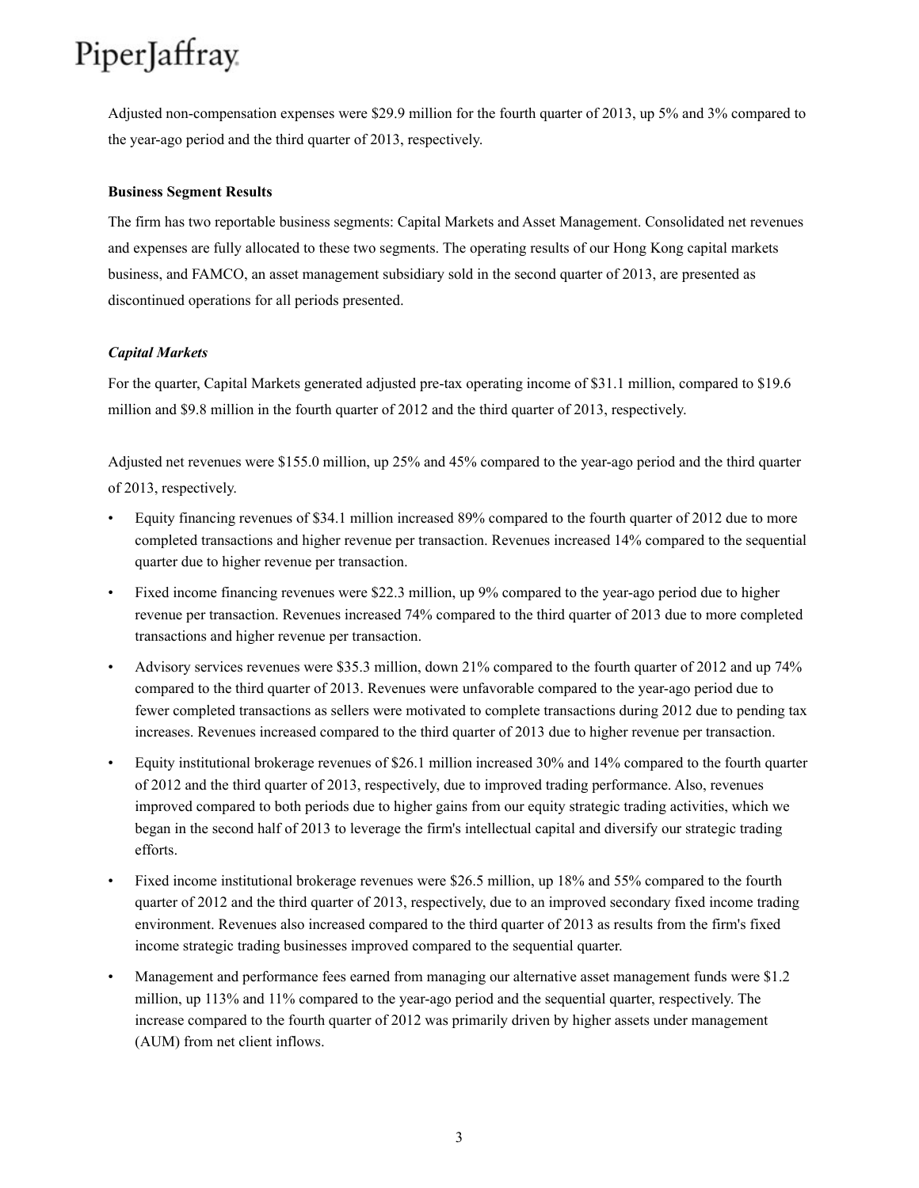Adjusted non-compensation expenses were $29.9 million for the fourth quarter of 2013, up 5% and 3% compared to the year-ago period and the third quarter of 2013, respectively.

**Business Segment Results**

The firm has two reportable business segments: Capital Markets and Asset Management. Consolidated net revenues and expenses are fully allocated to these two segments. The operating results of our Hong Kong capital markets business, and FAMCO, an asset management subsidiary sold in the second quarter of 2013, are presented as discontinued operations for all periods presented.

***Capital Markets***

For the quarter, Capital Markets generated adjusted pre-tax operating income of $31.1 million, compared to $19.6 million and $9.8 million in the fourth quarter of 2012 and the third quarter of 2013, respectively.

Adjusted net revenues were $155.0 million, up 25% and 45% compared to the year-ago period and the third quarter of 2013, respectively.

- Equity financing revenues of $34.1 million increased 89% compared to the fourth quarter of 2012 due to more completed transactions and higher revenue per transaction. Revenues increased 14% compared to the sequential quarter due to higher revenue per transaction.
- Fixed income financing revenues were $22.3 million, up 9% compared to the year-ago period due to higher revenue per transaction. Revenues increased 74% compared to the third quarter of 2013 due to more completed transactions and higher revenue per transaction.
- Advisory services revenues were $35.3 million, down 21% compared to the fourth quarter of 2012 and up 74% compared to the third quarter of 2013. Revenues were unfavorable compared to the year-ago period due to fewer completed transactions as sellers were motivated to complete transactions during 2012 due to pending tax increases. Revenues increased compared to the third quarter of 2013 due to higher revenue per transaction.
- Equity institutional brokerage revenues of $26.1 million increased 30% and 14% compared to the fourth quarter of 2012 and the third quarter of 2013, respectively, due to improved trading performance. Also, revenues improved compared to both periods due to higher gains from our equity strategic trading activities, which we began in the second half of 2013 to leverage the firm's intellectual capital and diversify our strategic trading efforts.
- Fixed income institutional brokerage revenues were $26.5 million, up 18% and 55% compared to the fourth quarter of 2012 and the third quarter of 2013, respectively, due to an improved secondary fixed income trading environment. Revenues also increased compared to the third quarter of 2013 as results from the firm's fixed income strategic trading businesses improved compared to the sequential quarter.
- Management and performance fees earned from managing our alternative asset management funds were $1.2 million, up 113% and 11% compared to the year-ago period and the sequential quarter, respectively. The increase compared to the fourth quarter of 2012 was primarily driven by higher assets under management (AUM) from net client inflows.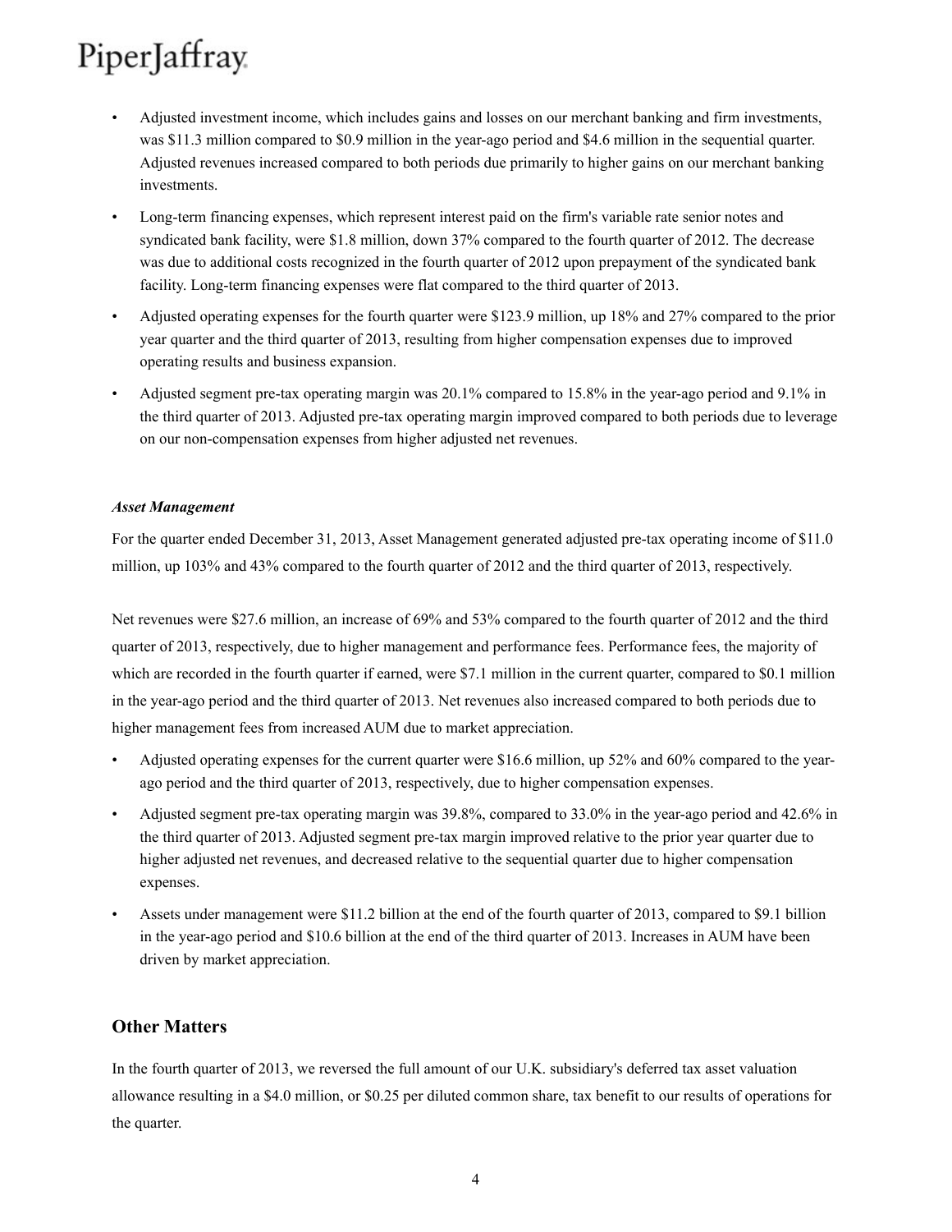- Adjusted investment income, which includes gains and losses on our merchant banking and firm investments, was $11.3 million compared to $0.9 million in the year-ago period and $4.6 million in the sequential quarter. Adjusted revenues increased compared to both periods due primarily to higher gains on our merchant banking investments.
- Long-term financing expenses, which represent interest paid on the firm's variable rate senior notes and syndicated bank facility, were $1.8 million, down 37% compared to the fourth quarter of 2012. The decrease was due to additional costs recognized in the fourth quarter of 2012 upon prepayment of the syndicated bank facility. Long-term financing expenses were flat compared to the third quarter of 2013.
- Adjusted operating expenses for the fourth quarter were $123.9 million, up 18% and 27% compared to the prior year quarter and the third quarter of 2013, resulting from higher compensation expenses due to improved operating results and business expansion.
- Adjusted segment pre-tax operating margin was 20.1% compared to 15.8% in the year-ago period and 9.1% in the third quarter of 2013. Adjusted pre-tax operating margin improved compared to both periods due to leverage on our non-compensation expenses from higher adjusted net revenues.

***Asset Management***

For the quarter ended December 31, 2013, Asset Management generated adjusted pre-tax operating income of $11.0 million, up 103% and 43% compared to the fourth quarter of 2012 and the third quarter of 2013, respectively.

Net revenues were $27.6 million, an increase of 69% and 53% compared to the fourth quarter of 2012 and the third quarter of 2013, respectively, due to higher management and performance fees. Performance fees, the majority of which are recorded in the fourth quarter if earned, were $7.1 million in the current quarter, compared to $0.1 million in the year-ago period and the third quarter of 2013. Net revenues also increased compared to both periods due to higher management fees from increased AUM due to market appreciation.

- Adjusted operating expenses for the current quarter were $16.6 million, up 52% and 60% compared to the year-ago period and the third quarter of 2013, respectively, due to higher compensation expenses.
- Adjusted segment pre-tax operating margin was 39.8%, compared to 33.0% in the year-ago period and 42.6% in the third quarter of 2013. Adjusted segment pre-tax margin improved relative to the prior year quarter due to higher adjusted net revenues, and decreased relative to the sequential quarter due to higher compensation expenses.
- Assets under management were $11.2 billion at the end of the fourth quarter of 2013, compared to $9.1 billion in the year-ago period and $10.6 billion at the end of the third quarter of 2013. Increases in AUM have been driven by market appreciation.

## Other Matters

In the fourth quarter of 2013, we reversed the full amount of our U.K. subsidiary's deferred tax asset valuation allowance resulting in a $4.0 million, or $0.25 per diluted common share, tax benefit to our results of operations for the quarter.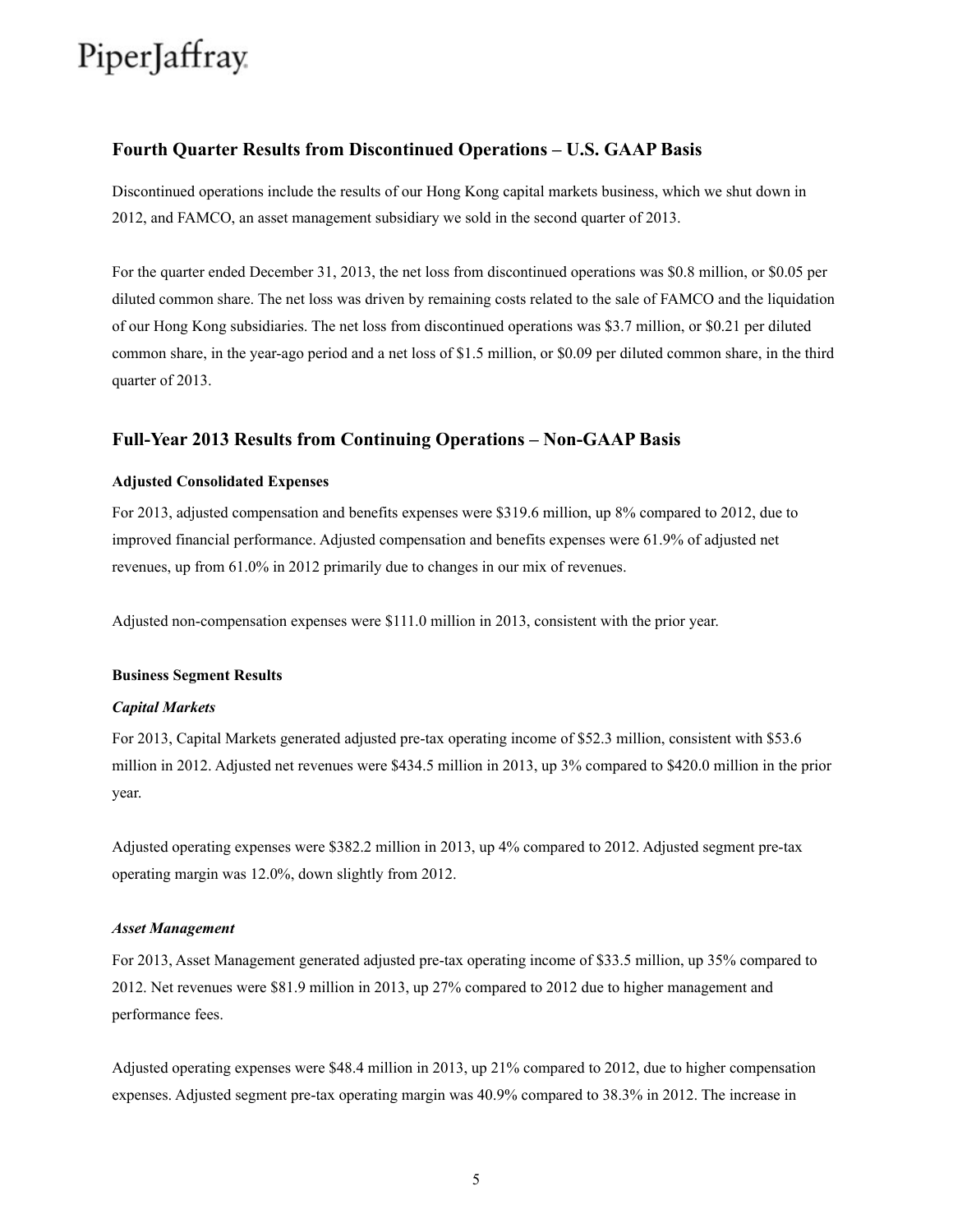## Fourth Quarter Results from Discontinued Operations – U.S. GAAP Basis

Discontinued operations include the results of our Hong Kong capital markets business, which we shut down in 2012, and FAMCO, an asset management subsidiary we sold in the second quarter of 2013.

For the quarter ended December 31, 2013, the net loss from discontinued operations was $0.8 million, or $0.05 per diluted common share. The net loss was driven by remaining costs related to the sale of FAMCO and the liquidation of our Hong Kong subsidiaries. The net loss from discontinued operations was $3.7 million, or $0.21 per diluted common share, in the year-ago period and a net loss of $1.5 million, or $0.09 per diluted common share, in the third quarter of 2013.

## Full-Year 2013 Results from Continuing Operations – Non-GAAP Basis

### Adjusted Consolidated Expenses

For 2013, adjusted compensation and benefits expenses were $319.6 million, up 8% compared to 2012, due to improved financial performance. Adjusted compensation and benefits expenses were 61.9% of adjusted net revenues, up from 61.0% in 2012 primarily due to changes in our mix of revenues.

Adjusted non-compensation expenses were $111.0 million in 2013, consistent with the prior year.

### Business Segment Results

#### *Capital Markets*

For 2013, Capital Markets generated adjusted pre-tax operating income of $52.3 million, consistent with $53.6 million in 2012. Adjusted net revenues were $434.5 million in 2013, up 3% compared to $420.0 million in the prior year.

Adjusted operating expenses were $382.2 million in 2013, up 4% compared to 2012. Adjusted segment pre-tax operating margin was 12.0%, down slightly from 2012.

#### *Asset Management*

For 2013, Asset Management generated adjusted pre-tax operating income of $33.5 million, up 35% compared to 2012. Net revenues were $81.9 million in 2013, up 27% compared to 2012 due to higher management and performance fees.

Adjusted operating expenses were $48.4 million in 2013, up 21% compared to 2012, due to higher compensation expenses. Adjusted segment pre-tax operating margin was 40.9% compared to 38.3% in 2012. The increase in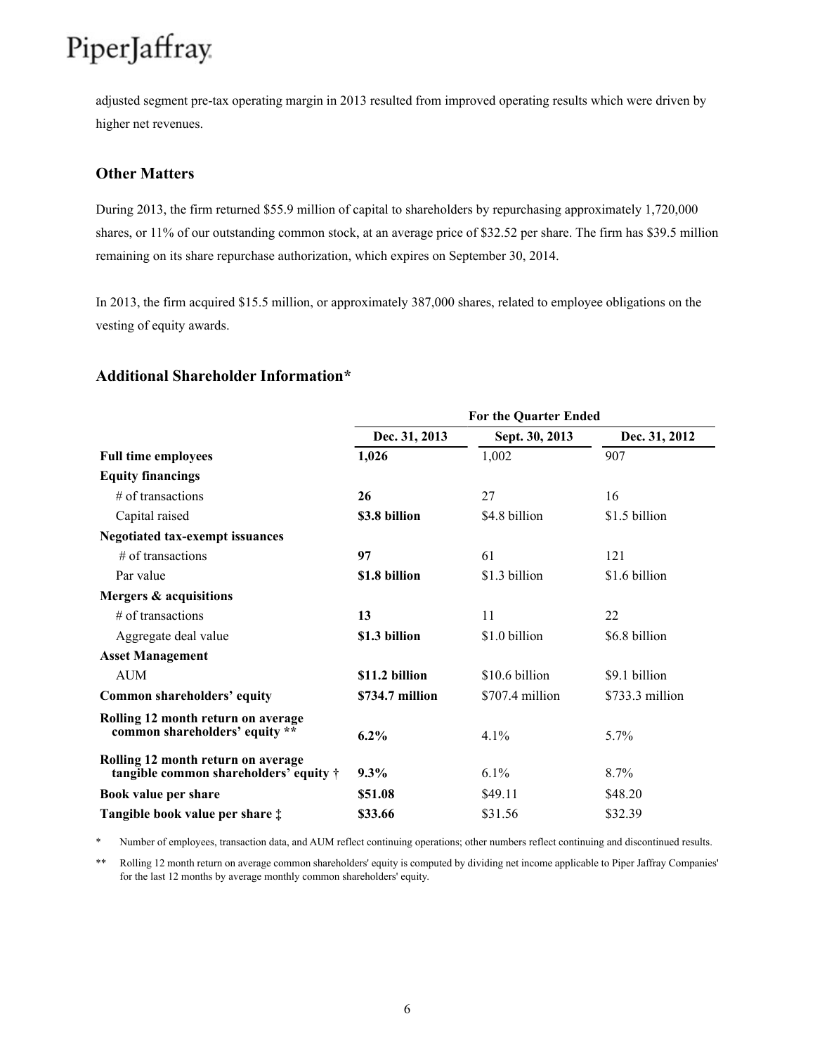adjusted segment pre-tax operating margin in 2013 resulted from improved operating results which were driven by higher net revenues.

## Other Matters

During 2013, the firm returned $55.9 million of capital to shareholders by repurchasing approximately 1,720,000 shares, or 11% of our outstanding common stock, at an average price of $32.52 per share. The firm has $39.5 million remaining on its share repurchase authorization, which expires on September 30, 2014.

In 2013, the firm acquired $15.5 million, or approximately 387,000 shares, related to employee obligations on the vesting of equity awards.

## Additional Shareholder Information*

| | For the Quarter Ended | | |
|---|---|---|---|
| | Dec. 31, 2013 | Sept. 30, 2013 | Dec. 31, 2012 |
| **Full time employees** | **1,026** | 1,002 | 907 |
| **Equity financings** | | | |
| # of transactions | **26** | 27 | 16 |
| Capital raised | **$3.8 billion** | $4.8 billion | $1.5 billion |
| **Negotiated tax-exempt issuances** | | | |
| # of transactions | **97** | 61 | 121 |
| Par value | **$1.8 billion** | $1.3 billion | $1.6 billion |
| **Mergers & acquisitions** | | | |
| # of transactions | **13** | 11 | 22 |
| Aggregate deal value | **$1.3 billion** | $1.0 billion | $6.8 billion |
| **Asset Management** | | | |
| AUM | **$11.2 billion** | $10.6 billion | $9.1 billion |
| **Common shareholders' equity** | **$734.7 million** | $707.4 million | $733.3 million |
| **Rolling 12 month return on average common shareholders' equity **** | **6.2%** | 4.1% | 5.7% |
| **Rolling 12 month return on average tangible common shareholders' equity †** | **9.3%** | 6.1% | 8.7% |
| **Book value per share** | **$51.08** | $49.11 | $48.20 |
| **Tangible book value per share ‡** | **$33.66** | $31.56 | $32.39 |

\* Number of employees, transaction data, and AUM reflect continuing operations; other numbers reflect continuing and discontinued results.

** Rolling 12 month return on average common shareholders' equity is computed by dividing net income applicable to Piper Jaffray Companies' for the last 12 months by average monthly common shareholders' equity.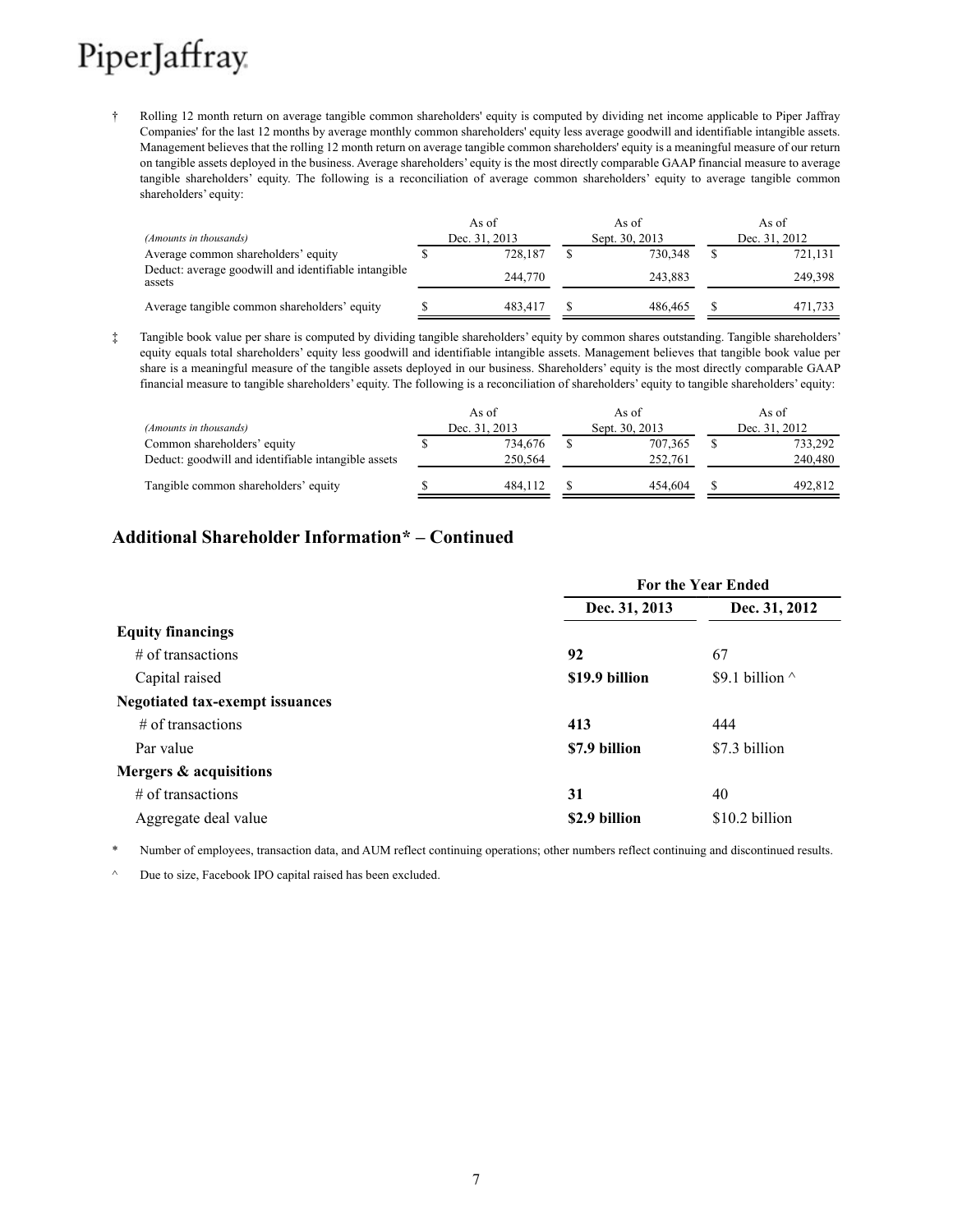† Rolling 12 month return on average tangible common shareholders' equity is computed by dividing net income applicable to Piper Jaffray Companies' for the last 12 months by average monthly common shareholders' equity less average goodwill and identifiable intangible assets. Management believes that the rolling 12 month return on average tangible common shareholders' equity is a meaningful measure of our return on tangible assets deployed in the business. Average shareholders' equity is the most directly comparable GAAP financial measure to average tangible shareholders' equity. The following is a reconciliation of average common shareholders' equity to average tangible common shareholders' equity:

| *(Amounts in thousands)* | As of Dec. 31, 2013 | As of Sept. 30, 2013 | As of Dec. 31, 2012 |
|---|---|---|---|
| Average common shareholders' equity | $ 728,187 | $ 730,348 | $ 721,131 |
| Deduct: average goodwill and identifiable intangible assets | 244,770 | 243,883 | 249,398 |
| Average tangible common shareholders' equity | $ 483,417 | $ 486,465 | $ 471,733 |

‡ Tangible book value per share is computed by dividing tangible shareholders' equity by common shares outstanding. Tangible shareholders' equity equals total shareholders' equity less goodwill and identifiable intangible assets. Management believes that tangible book value per share is a meaningful measure of the tangible assets deployed in our business. Shareholders' equity is the most directly comparable GAAP financial measure to tangible shareholders' equity. The following is a reconciliation of shareholders' equity to tangible shareholders' equity:

| *(Amounts in thousands)* | As of Dec. 31, 2013 | As of Sept. 30, 2013 | As of Dec. 31, 2012 |
|---|---|---|---|
| Common shareholders' equity | $ 734,676 | $ 707,365 | $ 733,292 |
| Deduct: goodwill and identifiable intangible assets | 250,564 | 252,761 | 240,480 |
| Tangible common shareholders' equity | $ 484,112 | $ 454,604 | $ 492,812 |

## Additional Shareholder Information* – Continued

| | For the Year Ended | |
|---|---|---|
| | **Dec. 31, 2013** | **Dec. 31, 2012** |
| **Equity financings** | | |
| # of transactions | **92** | 67 |
| Capital raised | **$19.9 billion** | $9.1 billion ^ |
| **Negotiated tax-exempt issuances** | | |
| # of transactions | **413** | 444 |
| Par value | **$7.9 billion** | $7.3 billion |
| **Mergers & acquisitions** | | |
| # of transactions | **31** | 40 |
| Aggregate deal value | **$2.9 billion** | $10.2 billion |

\* Number of employees, transaction data, and AUM reflect continuing operations; other numbers reflect continuing and discontinued results.

^ Due to size, Facebook IPO capital raised has been excluded.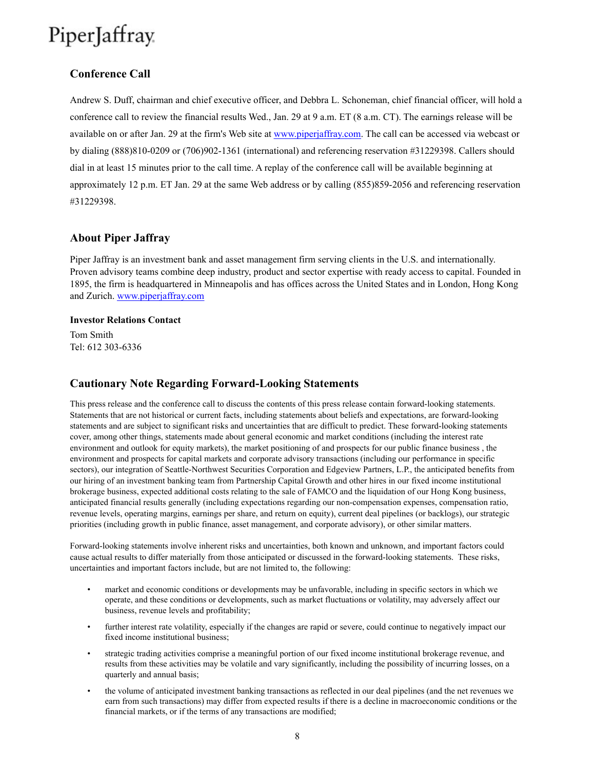## Conference Call

Andrew S. Duff, chairman and chief executive officer, and Debbra L. Schoneman, chief financial officer, will hold a conference call to review the financial results Wed., Jan. 29 at 9 a.m. ET (8 a.m. CT). The earnings release will be available on or after Jan. 29 at the firm's Web site at www.piperjaffray.com. The call can be accessed via webcast or by dialing (888)810-0209 or (706)902-1361 (international) and referencing reservation #31229398. Callers should dial in at least 15 minutes prior to the call time. A replay of the conference call will be available beginning at approximately 12 p.m. ET Jan. 29 at the same Web address or by calling (855)859-2056 and referencing reservation #31229398.

## About Piper Jaffray

Piper Jaffray is an investment bank and asset management firm serving clients in the U.S. and internationally. Proven advisory teams combine deep industry, product and sector expertise with ready access to capital. Founded in 1895, the firm is headquartered in Minneapolis and has offices across the United States and in London, Hong Kong and Zurich. www.piperjaffray.com

**Investor Relations Contact**

Tom Smith
Tel: 612 303-6336

## Cautionary Note Regarding Forward-Looking Statements

This press release and the conference call to discuss the contents of this press release contain forward-looking statements. Statements that are not historical or current facts, including statements about beliefs and expectations, are forward-looking statements and are subject to significant risks and uncertainties that are difficult to predict. These forward-looking statements cover, among other things, statements made about general economic and market conditions (including the interest rate environment and outlook for equity markets), the market positioning of and prospects for our public finance business , the environment and prospects for capital markets and corporate advisory transactions (including our performance in specific sectors), our integration of Seattle-Northwest Securities Corporation and Edgeview Partners, L.P., the anticipated benefits from our hiring of an investment banking team from Partnership Capital Growth and other hires in our fixed income institutional brokerage business, expected additional costs relating to the sale of FAMCO and the liquidation of our Hong Kong business, anticipated financial results generally (including expectations regarding our non-compensation expenses, compensation ratio, revenue levels, operating margins, earnings per share, and return on equity), current deal pipelines (or backlogs), our strategic priorities (including growth in public finance, asset management, and corporate advisory), or other similar matters.

Forward-looking statements involve inherent risks and uncertainties, both known and unknown, and important factors could cause actual results to differ materially from those anticipated or discussed in the forward-looking statements. These risks, uncertainties and important factors include, but are not limited to, the following:

- market and economic conditions or developments may be unfavorable, including in specific sectors in which we operate, and these conditions or developments, such as market fluctuations or volatility, may adversely affect our business, revenue levels and profitability;
- further interest rate volatility, especially if the changes are rapid or severe, could continue to negatively impact our fixed income institutional business;
- strategic trading activities comprise a meaningful portion of our fixed income institutional brokerage revenue, and results from these activities may be volatile and vary significantly, including the possibility of incurring losses, on a quarterly and annual basis;
- the volume of anticipated investment banking transactions as reflected in our deal pipelines (and the net revenues we earn from such transactions) may differ from expected results if there is a decline in macroeconomic conditions or the financial markets, or if the terms of any transactions are modified;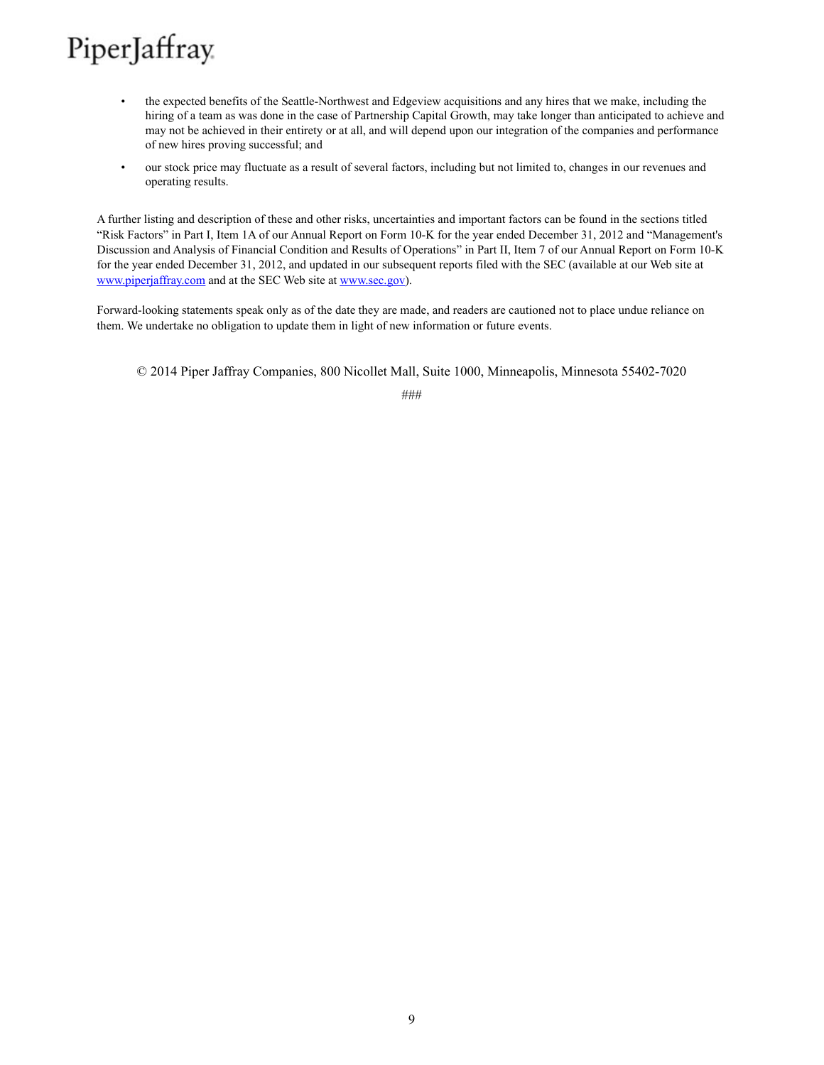- the expected benefits of the Seattle-Northwest and Edgeview acquisitions and any hires that we make, including the hiring of a team as was done in the case of Partnership Capital Growth, may take longer than anticipated to achieve and may not be achieved in their entirety or at all, and will depend upon our integration of the companies and performance of new hires proving successful; and
- our stock price may fluctuate as a result of several factors, including but not limited to, changes in our revenues and operating results.

A further listing and description of these and other risks, uncertainties and important factors can be found in the sections titled "Risk Factors" in Part I, Item 1A of our Annual Report on Form 10-K for the year ended December 31, 2012 and "Management's Discussion and Analysis of Financial Condition and Results of Operations" in Part II, Item 7 of our Annual Report on Form 10-K for the year ended December 31, 2012, and updated in our subsequent reports filed with the SEC (available at our Web site at [www.piperjaffray.com](http://www.piperjaffray.com) and at the SEC Web site at [www.sec.gov](http://www.sec.gov)).

Forward-looking statements speak only as of the date they are made, and readers are cautioned not to place undue reliance on them. We undertake no obligation to update them in light of new information or future events.

© 2014 Piper Jaffray Companies, 800 Nicollet Mall, Suite 1000, Minneapolis, Minnesota 55402-7020

###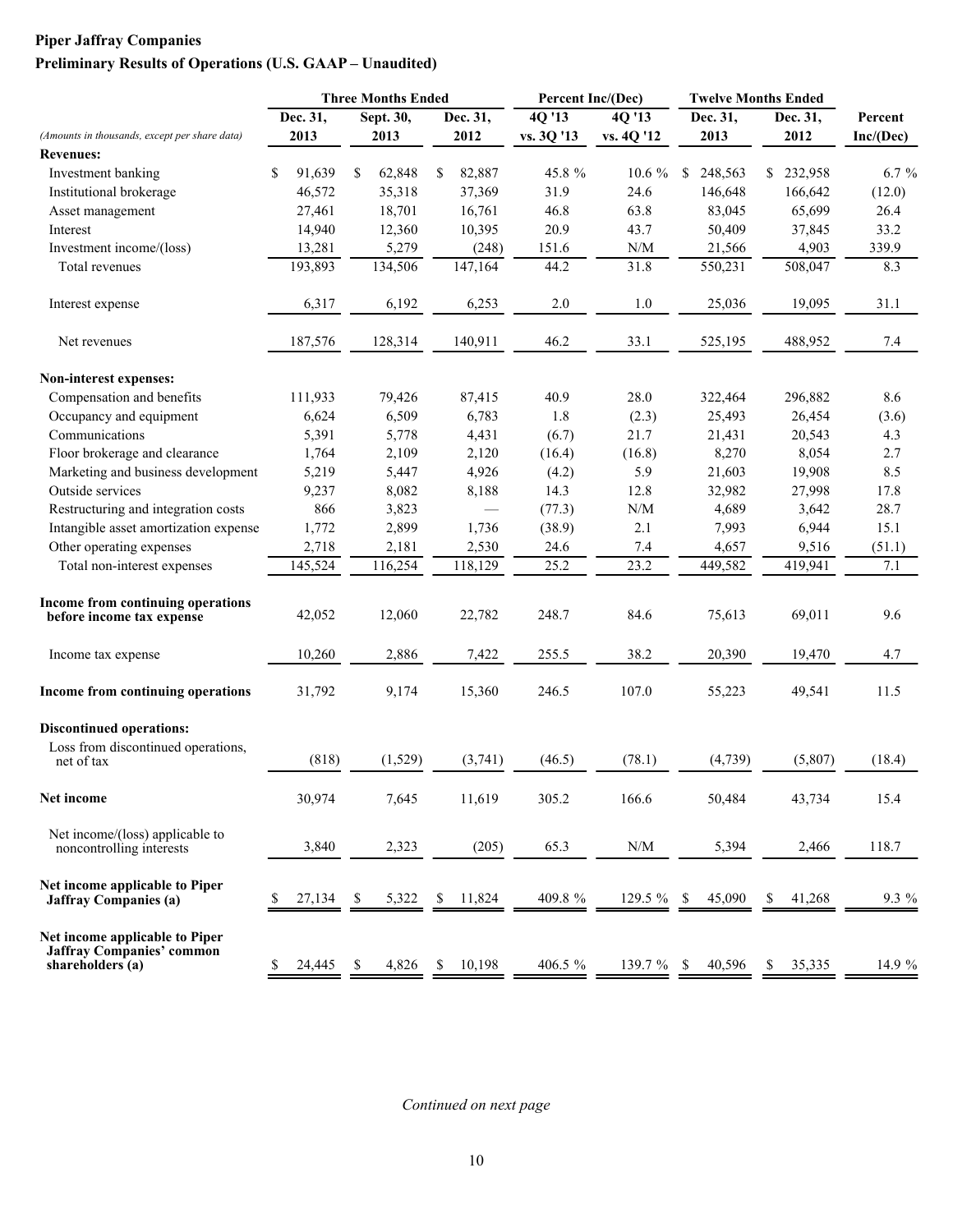**Piper Jaffray Companies**

**Preliminary Results of Operations (U.S. GAAP – Unaudited)**

| | Three Months Ended | | | Percent Inc/(Dec) | | Twelve Months Ended | | |
|---|---|---|---|---|---|---|---|---|
| *(Amounts in thousands, except per share data)* | Dec. 31, 2013 | Sept. 30, 2013 | Dec. 31, 2012 | 4Q '13 vs. 3Q '13 | 4Q '13 vs. 4Q '12 | Dec. 31, 2013 | Dec. 31, 2012 | Percent Inc/(Dec) |
| **Revenues:** | | | | | | | | |
| Investment banking | $ 91,639 | $ 62,848 | $ 82,887 | 45.8 % | 10.6 % | $ 248,563 | $ 232,958 | 6.7 % |
| Institutional brokerage | 46,572 | 35,318 | 37,369 | 31.9 | 24.6 | 146,648 | 166,642 | (12.0) |
| Asset management | 27,461 | 18,701 | 16,761 | 46.8 | 63.8 | 83,045 | 65,699 | 26.4 |
| Interest | 14,940 | 12,360 | 10,395 | 20.9 | 43.7 | 50,409 | 37,845 | 33.2 |
| Investment income/(loss) | 13,281 | 5,279 | (248) | 151.6 | N/M | 21,566 | 4,903 | 339.9 |
| Total revenues | 193,893 | 134,506 | 147,164 | 44.2 | 31.8 | 550,231 | 508,047 | 8.3 |
| Interest expense | 6,317 | 6,192 | 6,253 | 2.0 | 1.0 | 25,036 | 19,095 | 31.1 |
| Net revenues | 187,576 | 128,314 | 140,911 | 46.2 | 33.1 | 525,195 | 488,952 | 7.4 |
| **Non-interest expenses:** | | | | | | | | |
| Compensation and benefits | 111,933 | 79,426 | 87,415 | 40.9 | 28.0 | 322,464 | 296,882 | 8.6 |
| Occupancy and equipment | 6,624 | 6,509 | 6,783 | 1.8 | (2.3) | 25,493 | 26,454 | (3.6) |
| Communications | 5,391 | 5,778 | 4,431 | (6.7) | 21.7 | 21,431 | 20,543 | 4.3 |
| Floor brokerage and clearance | 1,764 | 2,109 | 2,120 | (16.4) | (16.8) | 8,270 | 8,054 | 2.7 |
| Marketing and business development | 5,219 | 5,447 | 4,926 | (4.2) | 5.9 | 21,603 | 19,908 | 8.5 |
| Outside services | 9,237 | 8,082 | 8,188 | 14.3 | 12.8 | 32,982 | 27,998 | 17.8 |
| Restructuring and integration costs | 866 | 3,823 | — | (77.3) | N/M | 4,689 | 3,642 | 28.7 |
| Intangible asset amortization expense | 1,772 | 2,899 | 1,736 | (38.9) | 2.1 | 7,993 | 6,944 | 15.1 |
| Other operating expenses | 2,718 | 2,181 | 2,530 | 24.6 | 7.4 | 4,657 | 9,516 | (51.1) |
| Total non-interest expenses | 145,524 | 116,254 | 118,129 | 25.2 | 23.2 | 449,582 | 419,941 | 7.1 |
| **Income from continuing operations before income tax expense** | 42,052 | 12,060 | 22,782 | 248.7 | 84.6 | 75,613 | 69,011 | 9.6 |
| Income tax expense | 10,260 | 2,886 | 7,422 | 255.5 | 38.2 | 20,390 | 19,470 | 4.7 |
| **Income from continuing operations** | 31,792 | 9,174 | 15,360 | 246.5 | 107.0 | 55,223 | 49,541 | 11.5 |
| **Discontinued operations:** | | | | | | | | |
| Loss from discontinued operations, net of tax | (818) | (1,529) | (3,741) | (46.5) | (78.1) | (4,739) | (5,807) | (18.4) |
| **Net income** | 30,974 | 7,645 | 11,619 | 305.2 | 166.6 | 50,484 | 43,734 | 15.4 |
| Net income/(loss) applicable to noncontrolling interests | 3,840 | 2,323 | (205) | 65.3 | N/M | 5,394 | 2,466 | 118.7 |
| **Net income applicable to Piper Jaffray Companies (a)** | $ 27,134 | $ 5,322 | $ 11,824 | 409.8 % | 129.5 % | $ 45,090 | $ 41,268 | 9.3 % |
| **Net income applicable to Piper Jaffray Companies' common shareholders (a)** | $ 24,445 | $ 4,826 | $ 10,198 | 406.5 % | 139.7 % | $ 40,596 | $ 35,335 | 14.9 % |

*Continued on next page*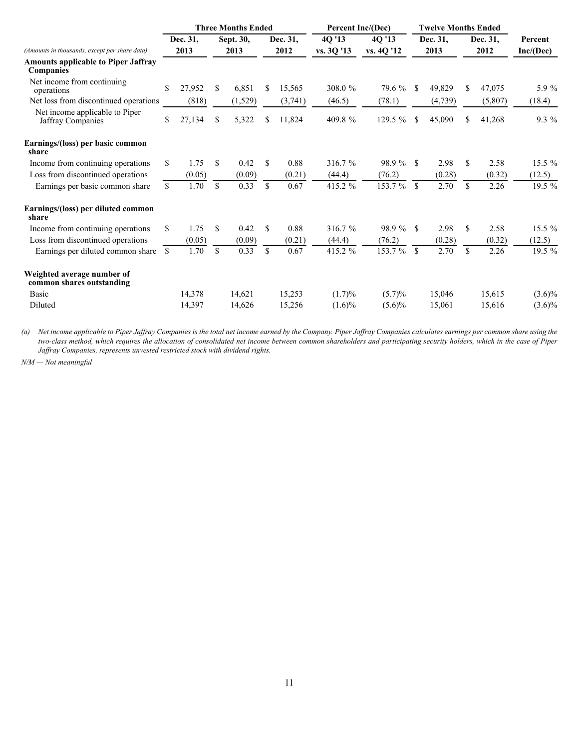| (Amounts in thousands, except per share data) | Three Months Ended | | | Percent Inc/(Dec) | | Twelve Months Ended | | |
|---|---|---|---|---|---|---|---|---|
| | Dec. 31, 2013 | Sept. 30, 2013 | Dec. 31, 2012 | 4Q '13 vs. 3Q '13 | 4Q '13 vs. 4Q '12 | Dec. 31, 2013 | Dec. 31, 2012 | Percent Inc/(Dec) |
| **Amounts applicable to Piper Jaffray Companies** | | | | | | | | |
| Net income from continuing operations | $ 27,952 | $ 6,851 | $ 15,565 | 308.0 % | 79.6 % | $ 49,829 | $ 47,075 | 5.9 % |
| Net loss from discontinued operations | (818) | (1,529) | (3,741) | (46.5) | (78.1) | (4,739) | (5,807) | (18.4) |
| Net income applicable to Piper Jaffray Companies | $ 27,134 | $ 5,322 | $ 11,824 | 409.8 % | 129.5 % | $ 45,090 | $ 41,268 | 9.3 % |
| **Earnings/(loss) per basic common share** | | | | | | | | |
| Income from continuing operations | $ 1.75 | $ 0.42 | $ 0.88 | 316.7 % | 98.9 % | $ 2.98 | $ 2.58 | 15.5 % |
| Loss from discontinued operations | (0.05) | (0.09) | (0.21) | (44.4) | (76.2) | (0.28) | (0.32) | (12.5) |
| Earnings per basic common share | $ 1.70 | $ 0.33 | $ 0.67 | 415.2 % | 153.7 % | $ 2.70 | $ 2.26 | 19.5 % |
| **Earnings/(loss) per diluted common share** | | | | | | | | |
| Income from continuing operations | $ 1.75 | $ 0.42 | $ 0.88 | 316.7 % | 98.9 % | $ 2.98 | $ 2.58 | 15.5 % |
| Loss from discontinued operations | (0.05) | (0.09) | (0.21) | (44.4) | (76.2) | (0.28) | (0.32) | (12.5) |
| Earnings per diluted common share | $ 1.70 | $ 0.33 | $ 0.67 | 415.2 % | 153.7 % | $ 2.70 | $ 2.26 | 19.5 % |
| **Weighted average number of common shares outstanding** | | | | | | | | |
| Basic | 14,378 | 14,621 | 15,253 | (1.7)% | (5.7)% | 15,046 | 15,615 | (3.6)% |
| Diluted | 14,397 | 14,626 | 15,256 | (1.6)% | (5.6)% | 15,061 | 15,616 | (3.6)% |

*(a) Net income applicable to Piper Jaffray Companies is the total net income earned by the Company. Piper Jaffray Companies calculates earnings per common share using the two-class method, which requires the allocation of consolidated net income between common shareholders and participating security holders, which in the case of Piper Jaffray Companies, represents unvested restricted stock with dividend rights.*

*N/M — Not meaningful*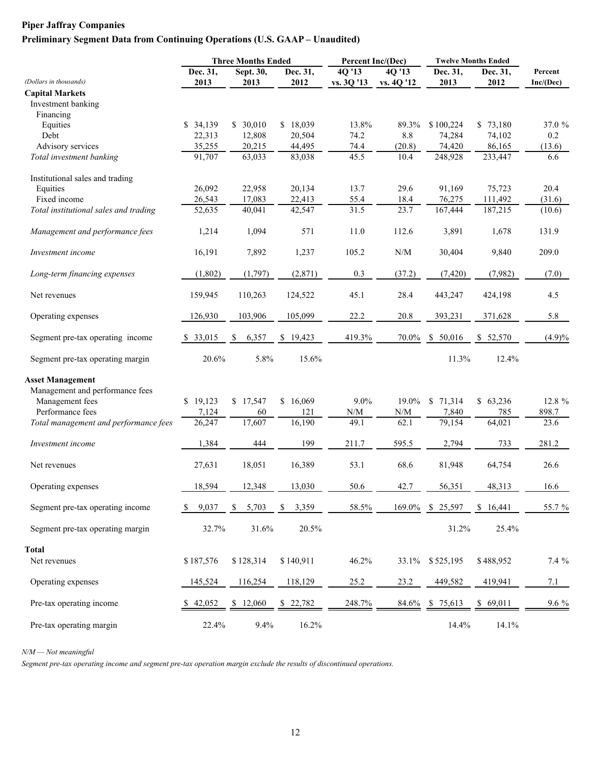**Piper Jaffray Companies**

**Preliminary Segment Data from Continuing Operations (U.S. GAAP – Unaudited)**

| | Three Months Ended | | | Percent Inc/(Dec) | | Twelve Months Ended | | |
|---|---|---|---|---|---|---|---|---|
| *(Dollars in thousands)* | Dec. 31, 2013 | Sept. 30, 2013 | Dec. 31, 2012 | 4Q '13 vs. 3Q '13 | 4Q '13 vs. 4Q '12 | Dec. 31, 2013 | Dec. 31, 2012 | Percent Inc/(Dec) |
| **Capital Markets** | | | | | | | | |
| Investment banking | | | | | | | | |
| Financing | | | | | | | | |
| Equities | $ 34,139 | $ 30,010 | $ 18,039 | 13.8% | 89.3% | $ 100,224 | $ 73,180 | 37.0 % |
| Debt | 22,313 | 12,808 | 20,504 | 74.2 | 8.8 | 74,284 | 74,102 | 0.2 |
| Advisory services | 35,255 | 20,215 | 44,495 | 74.4 | (20.8) | 74,420 | 86,165 | (13.6) |
| *Total investment banking* | 91,707 | 63,033 | 83,038 | 45.5 | 10.4 | 248,928 | 233,447 | 6.6 |
| Institutional sales and trading | | | | | | | | |
| Equities | 26,092 | 22,958 | 20,134 | 13.7 | 29.6 | 91,169 | 75,723 | 20.4 |
| Fixed income | 26,543 | 17,083 | 22,413 | 55.4 | 18.4 | 76,275 | 111,492 | (31.6) |
| *Total institutional sales and trading* | 52,635 | 40,041 | 42,547 | 31.5 | 23.7 | 167,444 | 187,215 | (10.6) |
| *Management and performance fees* | 1,214 | 1,094 | 571 | 11.0 | 112.6 | 3,891 | 1,678 | 131.9 |
| *Investment income* | 16,191 | 7,892 | 1,237 | 105.2 | N/M | 30,404 | 9,840 | 209.0 |
| *Long-term financing expenses* | (1,802) | (1,797) | (2,871) | 0.3 | (37.2) | (7,420) | (7,982) | (7.0) |
| Net revenues | 159,945 | 110,263 | 124,522 | 45.1 | 28.4 | 443,247 | 424,198 | 4.5 |
| Operating expenses | 126,930 | 103,906 | 105,099 | 22.2 | 20.8 | 393,231 | 371,628 | 5.8 |
| Segment pre-tax operating income | $ 33,015 | $ 6,357 | $ 19,423 | 419.3% | 70.0% | $ 50,016 | $ 52,570 | (4.9)% |
| Segment pre-tax operating margin | 20.6% | 5.8% | 15.6% | | | 11.3% | 12.4% | |
| **Asset Management** | | | | | | | | |
| Management and performance fees | | | | | | | | |
| Management fees | $ 19,123 | $ 17,547 | $ 16,069 | 9.0% | 19.0% | $ 71,314 | $ 63,236 | 12.8 % |
| Performance fees | 7,124 | 60 | 121 | N/M | N/M | 7,840 | 785 | 898.7 |
| *Total management and performance fees* | 26,247 | 17,607 | 16,190 | 49.1 | 62.1 | 79,154 | 64,021 | 23.6 |
| *Investment income* | 1,384 | 444 | 199 | 211.7 | 595.5 | 2,794 | 733 | 281.2 |
| Net revenues | 27,631 | 18,051 | 16,389 | 53.1 | 68.6 | 81,948 | 64,754 | 26.6 |
| Operating expenses | 18,594 | 12,348 | 13,030 | 50.6 | 42.7 | 56,351 | 48,313 | 16.6 |
| Segment pre-tax operating income | $ 9,037 | $ 5,703 | $ 3,359 | 58.5% | 169.0% | $ 25,597 | $ 16,441 | 55.7 % |
| Segment pre-tax operating margin | 32.7% | 31.6% | 20.5% | | | 31.2% | 25.4% | |
| **Total** | | | | | | | | |
| Net revenues | $ 187,576 | $ 128,314 | $ 140,911 | 46.2% | 33.1% | $ 525,195 | $ 488,952 | 7.4 % |
| Operating expenses | 145,524 | 116,254 | 118,129 | 25.2 | 23.2 | 449,582 | 419,941 | 7.1 |
| Pre-tax operating income | $ 42,052 | $ 12,060 | $ 22,782 | 248.7% | 84.6% | $ 75,613 | $ 69,011 | 9.6 % |
| Pre-tax operating margin | 22.4% | 9.4% | 16.2% | | | 14.4% | 14.1% | |

*N/M — Not meaningful*

*Segment pre-tax operating income and segment pre-tax operation margin exclude the results of discontinued operations.*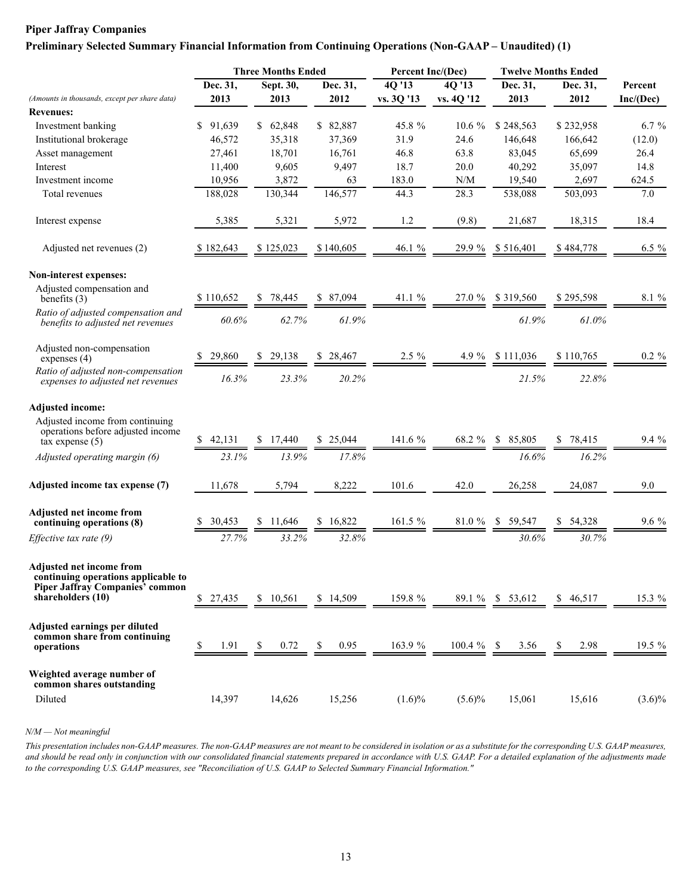**Piper Jaffray Companies**

**Preliminary Selected Summary Financial Information from Continuing Operations (Non-GAAP – Unaudited) (1)**

| *(Amounts in thousands, except per share data)* | Three Months Ended Dec. 31, 2013 | Three Months Ended Sept. 30, 2013 | Three Months Ended Dec. 31, 2012 | Percent Inc/(Dec) 4Q '13 vs. 3Q '13 | Percent Inc/(Dec) 4Q '13 vs. 4Q '12 | Twelve Months Ended Dec. 31, 2013 | Twelve Months Ended Dec. 31, 2012 | Percent Inc/(Dec) |
|---|---|---|---|---|---|---|---|---|
| **Revenues:** | | | | | | | | |
| Investment banking | $ 91,639 | $ 62,848 | $ 82,887 | 45.8 % | 10.6 % | $ 248,563 | $ 232,958 | 6.7 % |
| Institutional brokerage | 46,572 | 35,318 | 37,369 | 31.9 | 24.6 | 146,648 | 166,642 | (12.0) |
| Asset management | 27,461 | 18,701 | 16,761 | 46.8 | 63.8 | 83,045 | 65,699 | 26.4 |
| Interest | 11,400 | 9,605 | 9,497 | 18.7 | 20.0 | 40,292 | 35,097 | 14.8 |
| Investment income | 10,956 | 3,872 | 63 | 183.0 | N/M | 19,540 | 2,697 | 624.5 |
| Total revenues | 188,028 | 130,344 | 146,577 | 44.3 | 28.3 | 538,088 | 503,093 | 7.0 |
| Interest expense | 5,385 | 5,321 | 5,972 | 1.2 | (9.8) | 21,687 | 18,315 | 18.4 |
| Adjusted net revenues (2) | $ 182,643 | $ 125,023 | $ 140,605 | 46.1 % | 29.9 % | $ 516,401 | $ 484,778 | 6.5 % |
| **Non-interest expenses:** | | | | | | | | |
| Adjusted compensation and benefits (3) | $ 110,652 | $ 78,445 | $ 87,094 | 41.1 % | 27.0 % | $ 319,560 | $ 295,598 | 8.1 % |
| *Ratio of adjusted compensation and benefits to adjusted net revenues* | *60.6%* | *62.7%* | *61.9%* | | | *61.9%* | *61.0%* | |
| Adjusted non-compensation expenses (4) | $ 29,860 | $ 29,138 | $ 28,467 | 2.5 % | 4.9 % | $ 111,036 | $ 110,765 | 0.2 % |
| *Ratio of adjusted non-compensation expenses to adjusted net revenues* | *16.3%* | *23.3%* | *20.2%* | | | *21.5%* | *22.8%* | |
| **Adjusted income:** | | | | | | | | |
| Adjusted income from continuing operations before adjusted income tax expense (5) | $ 42,131 | $ 17,440 | $ 25,044 | 141.6 % | 68.2 % | $ 85,805 | $ 78,415 | 9.4 % |
| *Adjusted operating margin (6)* | *23.1%* | *13.9%* | *17.8%* | | | *16.6%* | *16.2%* | |
| **Adjusted income tax expense (7)** | 11,678 | 5,794 | 8,222 | 101.6 | 42.0 | 26,258 | 24,087 | 9.0 |
| **Adjusted net income from continuing operations (8)** | $ 30,453 | $ 11,646 | $ 16,822 | 161.5 % | 81.0 % | $ 59,547 | $ 54,328 | 9.6 % |
| *Effective tax rate (9)* | *27.7%* | *33.2%* | *32.8%* | | | *30.6%* | *30.7%* | |
| **Adjusted net income from continuing operations applicable to Piper Jaffray Companies' common shareholders (10)** | $ 27,435 | $ 10,561 | $ 14,509 | 159.8 % | 89.1 % | $ 53,612 | $ 46,517 | 15.3 % |
| **Adjusted earnings per diluted common share from continuing operations** | $ 1.91 | $ 0.72 | $ 0.95 | 163.9 % | 100.4 % | $ 3.56 | $ 2.98 | 19.5 % |
| **Weighted average number of common shares outstanding** | | | | | | | | |
| Diluted | 14,397 | 14,626 | 15,256 | (1.6)% | (5.6)% | 15,061 | 15,616 | (3.6)% |

*N/M — Not meaningful*

*This presentation includes non-GAAP measures. The non-GAAP measures are not meant to be considered in isolation or as a substitute for the corresponding U.S. GAAP measures, and should be read only in conjunction with our consolidated financial statements prepared in accordance with U.S. GAAP. For a detailed explanation of the adjustments made to the corresponding U.S. GAAP measures, see "Reconciliation of U.S. GAAP to Selected Summary Financial Information."*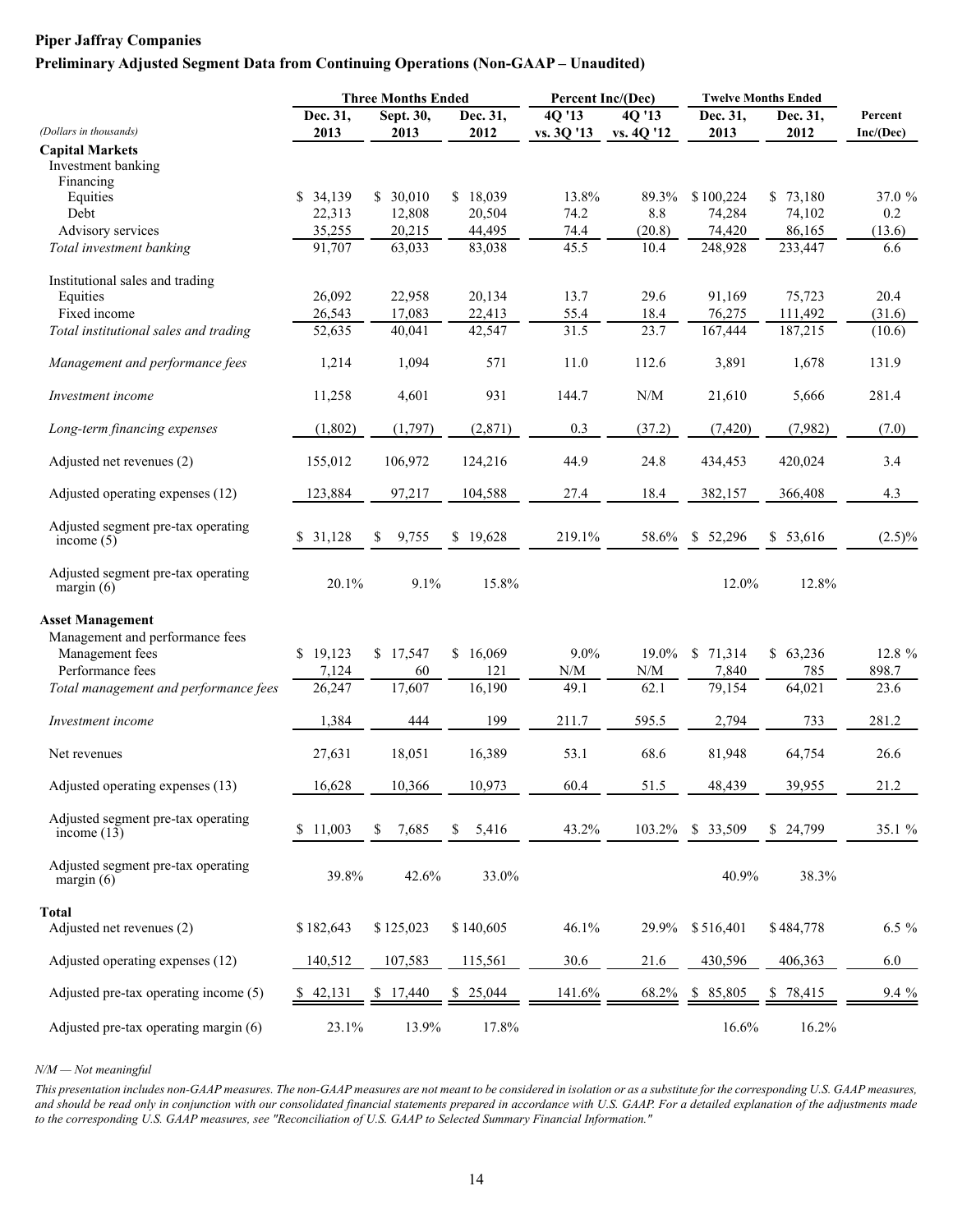**Piper Jaffray Companies**

**Preliminary Adjusted Segment Data from Continuing Operations (Non-GAAP – Unaudited)**

| (Dollars in thousands) | Three Months Ended | | | Percent Inc/(Dec) | | Twelve Months Ended | | |
|---|---|---|---|---|---|---|---|---|
| | Dec. 31, 2013 | Sept. 30, 2013 | Dec. 31, 2012 | 4Q '13 vs. 3Q '13 | 4Q '13 vs. 4Q '12 | Dec. 31, 2013 | Dec. 31, 2012 | Percent Inc/(Dec) |
| **Capital Markets** | | | | | | | | |
| Investment banking | | | | | | | | |
| Financing | | | | | | | | |
| Equities | $ 34,139 | $ 30,010 | $ 18,039 | 13.8% | 89.3% | $ 100,224 | $ 73,180 | 37.0 % |
| Debt | 22,313 | 12,808 | 20,504 | 74.2 | 8.8 | 74,284 | 74,102 | 0.2 |
| Advisory services | 35,255 | 20,215 | 44,495 | 74.4 | (20.8) | 74,420 | 86,165 | (13.6) |
| *Total investment banking* | 91,707 | 63,033 | 83,038 | 45.5 | 10.4 | 248,928 | 233,447 | 6.6 |
| Institutional sales and trading | | | | | | | | |
| Equities | 26,092 | 22,958 | 20,134 | 13.7 | 29.6 | 91,169 | 75,723 | 20.4 |
| Fixed income | 26,543 | 17,083 | 22,413 | 55.4 | 18.4 | 76,275 | 111,492 | (31.6) |
| *Total institutional sales and trading* | 52,635 | 40,041 | 42,547 | 31.5 | 23.7 | 167,444 | 187,215 | (10.6) |
| *Management and performance fees* | 1,214 | 1,094 | 571 | 11.0 | 112.6 | 3,891 | 1,678 | 131.9 |
| *Investment income* | 11,258 | 4,601 | 931 | 144.7 | N/M | 21,610 | 5,666 | 281.4 |
| *Long-term financing expenses* | (1,802) | (1,797) | (2,871) | 0.3 | (37.2) | (7,420) | (7,982) | (7.0) |
| Adjusted net revenues (2) | 155,012 | 106,972 | 124,216 | 44.9 | 24.8 | 434,453 | 420,024 | 3.4 |
| Adjusted operating expenses (12) | 123,884 | 97,217 | 104,588 | 27.4 | 18.4 | 382,157 | 366,408 | 4.3 |
| Adjusted segment pre-tax operating income (5) | $ 31,128 | $ 9,755 | $ 19,628 | 219.1% | 58.6% | $ 52,296 | $ 53,616 | (2.5)% |
| Adjusted segment pre-tax operating margin (6) | 20.1% | 9.1% | 15.8% | | | 12.0% | 12.8% | |
| **Asset Management** | | | | | | | | |
| Management and performance fees | | | | | | | | |
| Management fees | $ 19,123 | $ 17,547 | $ 16,069 | 9.0% | 19.0% | $ 71,314 | $ 63,236 | 12.8 % |
| Performance fees | 7,124 | 60 | 121 | N/M | N/M | 7,840 | 785 | 898.7 |
| *Total management and performance fees* | 26,247 | 17,607 | 16,190 | 49.1 | 62.1 | 79,154 | 64,021 | 23.6 |
| *Investment income* | 1,384 | 444 | 199 | 211.7 | 595.5 | 2,794 | 733 | 281.2 |
| Net revenues | 27,631 | 18,051 | 16,389 | 53.1 | 68.6 | 81,948 | 64,754 | 26.6 |
| Adjusted operating expenses (13) | 16,628 | 10,366 | 10,973 | 60.4 | 51.5 | 48,439 | 39,955 | 21.2 |
| Adjusted segment pre-tax operating income (13) | $ 11,003 | $ 7,685 | $ 5,416 | 43.2% | 103.2% | $ 33,509 | $ 24,799 | 35.1 % |
| Adjusted segment pre-tax operating margin (6) | 39.8% | 42.6% | 33.0% | | | 40.9% | 38.3% | |
| **Total** | | | | | | | | |
| Adjusted net revenues (2) | $ 182,643 | $ 125,023 | $ 140,605 | 46.1% | 29.9% | $ 516,401 | $ 484,778 | 6.5 % |
| Adjusted operating expenses (12) | 140,512 | 107,583 | 115,561 | 30.6 | 21.6 | 430,596 | 406,363 | 6.0 |
| Adjusted pre-tax operating income (5) | $ 42,131 | $ 17,440 | $ 25,044 | 141.6% | 68.2% | $ 85,805 | $ 78,415 | 9.4 % |
| Adjusted pre-tax operating margin (6) | 23.1% | 13.9% | 17.8% | | | 16.6% | 16.2% | |

*N/M — Not meaningful*

*This presentation includes non-GAAP measures. The non-GAAP measures are not meant to be considered in isolation or as a substitute for the corresponding U.S. GAAP measures, and should be read only in conjunction with our consolidated financial statements prepared in accordance with U.S. GAAP. For a detailed explanation of the adjustments made to the corresponding U.S. GAAP measures, see "Reconciliation of U.S. GAAP to Selected Summary Financial Information."*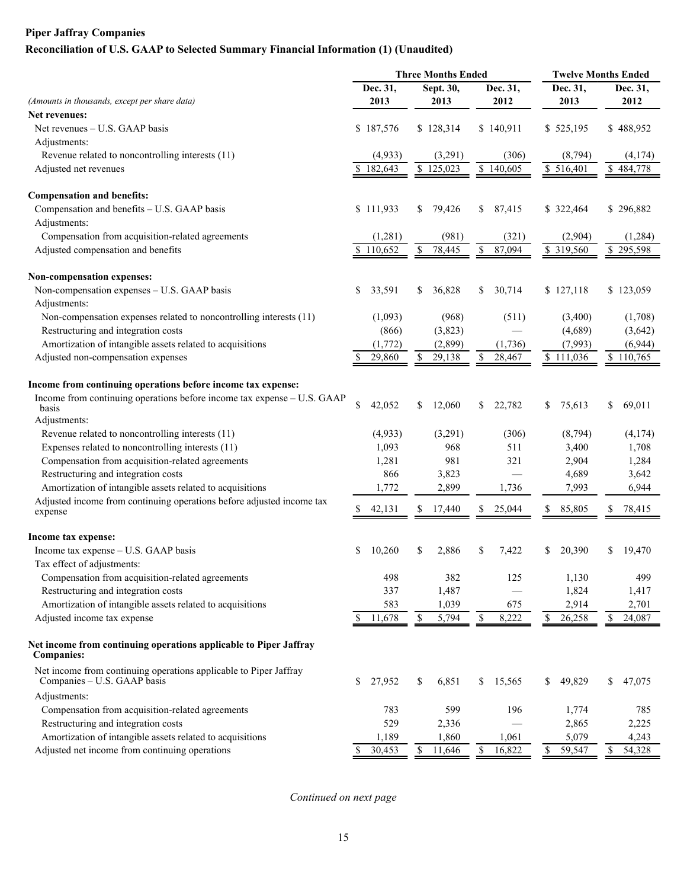**Piper Jaffray Companies**

**Reconciliation of U.S. GAAP to Selected Summary Financial Information (1) (Unaudited)**

| | Three Months Ended | | | Twelve Months Ended | |
|---|---|---|---|---|---|
| *(Amounts in thousands, except per share data)* | Dec. 31, 2013 | Sept. 30, 2013 | Dec. 31, 2012 | Dec. 31, 2013 | Dec. 31, 2012 |
| **Net revenues:** | | | | | |
| Net revenues – U.S. GAAP basis | $ 187,576 | $ 128,314 | $ 140,911 | $ 525,195 | $ 488,952 |
| Adjustments: | | | | | |
| Revenue related to noncontrolling interests (11) | (4,933) | (3,291) | (306) | (8,794) | (4,174) |
| Adjusted net revenues | $ 182,643 | $ 125,023 | $ 140,605 | $ 516,401 | $ 484,778 |
| **Compensation and benefits:** | | | | | |
| Compensation and benefits – U.S. GAAP basis | $ 111,933 | $ 79,426 | $ 87,415 | $ 322,464 | $ 296,882 |
| Adjustments: | | | | | |
| Compensation from acquisition-related agreements | (1,281) | (981) | (321) | (2,904) | (1,284) |
| Adjusted compensation and benefits | $ 110,652 | $ 78,445 | $ 87,094 | $ 319,560 | $ 295,598 |
| **Non-compensation expenses:** | | | | | |
| Non-compensation expenses – U.S. GAAP basis | $ 33,591 | $ 36,828 | $ 30,714 | $ 127,118 | $ 123,059 |
| Adjustments: | | | | | |
| Non-compensation expenses related to noncontrolling interests (11) | (1,093) | (968) | (511) | (3,400) | (1,708) |
| Restructuring and integration costs | (866) | (3,823) | — | (4,689) | (3,642) |
| Amortization of intangible assets related to acquisitions | (1,772) | (2,899) | (1,736) | (7,993) | (6,944) |
| Adjusted non-compensation expenses | $ 29,860 | $ 29,138 | $ 28,467 | $ 111,036 | $ 110,765 |
| **Income from continuing operations before income tax expense:** | | | | | |
| Income from continuing operations before income tax expense – U.S. GAAP basis | $ 42,052 | $ 12,060 | $ 22,782 | $ 75,613 | $ 69,011 |
| Adjustments: | | | | | |
| Revenue related to noncontrolling interests (11) | (4,933) | (3,291) | (306) | (8,794) | (4,174) |
| Expenses related to noncontrolling interests (11) | 1,093 | 968 | 511 | 3,400 | 1,708 |
| Compensation from acquisition-related agreements | 1,281 | 981 | 321 | 2,904 | 1,284 |
| Restructuring and integration costs | 866 | 3,823 | — | 4,689 | 3,642 |
| Amortization of intangible assets related to acquisitions | 1,772 | 2,899 | 1,736 | 7,993 | 6,944 |
| Adjusted income from continuing operations before adjusted income tax expense | $ 42,131 | $ 17,440 | $ 25,044 | $ 85,805 | $ 78,415 |
| **Income tax expense:** | | | | | |
| Income tax expense – U.S. GAAP basis | $ 10,260 | $ 2,886 | $ 7,422 | $ 20,390 | $ 19,470 |
| Tax effect of adjustments: | | | | | |
| Compensation from acquisition-related agreements | 498 | 382 | 125 | 1,130 | 499 |
| Restructuring and integration costs | 337 | 1,487 | — | 1,824 | 1,417 |
| Amortization of intangible assets related to acquisitions | 583 | 1,039 | 675 | 2,914 | 2,701 |
| Adjusted income tax expense | $ 11,678 | $ 5,794 | $ 8,222 | $ 26,258 | $ 24,087 |
| **Net income from continuing operations applicable to Piper Jaffray Companies:** | | | | | |
| Net income from continuing operations applicable to Piper Jaffray Companies – U.S. GAAP basis | $ 27,952 | $ 6,851 | $ 15,565 | $ 49,829 | $ 47,075 |
| Adjustments: | | | | | |
| Compensation from acquisition-related agreements | 783 | 599 | 196 | 1,774 | 785 |
| Restructuring and integration costs | 529 | 2,336 | — | 2,865 | 2,225 |
| Amortization of intangible assets related to acquisitions | 1,189 | 1,860 | 1,061 | 5,079 | 4,243 |
| Adjusted net income from continuing operations | $ 30,453 | $ 11,646 | $ 16,822 | $ 59,547 | $ 54,328 |

*Continued on next page*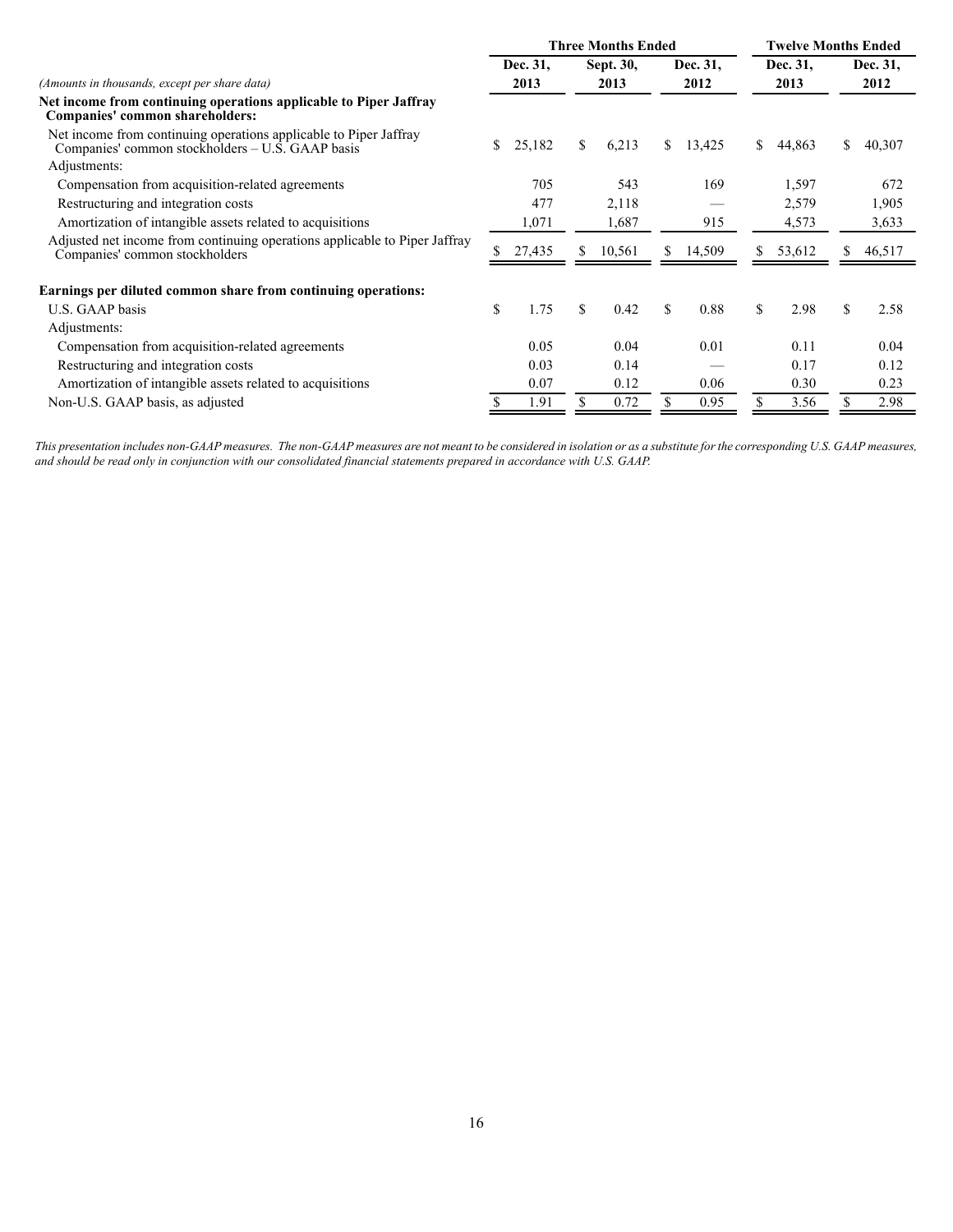| (Amounts in thousands, except per share data) | Three Months Ended Dec. 31, 2013 | Three Months Ended Sept. 30, 2013 | Three Months Ended Dec. 31, 2012 | Twelve Months Ended Dec. 31, 2013 | Twelve Months Ended Dec. 31, 2012 |
|---|---|---|---|---|---|
| **Net income from continuing operations applicable to Piper Jaffray Companies' common shareholders:** | | | | | |
| Net income from continuing operations applicable to Piper Jaffray Companies' common stockholders – U.S. GAAP basis | $ 25,182 | $ 6,213 | $ 13,425 | $ 44,863 | $ 40,307 |
| Adjustments: | | | | | |
| Compensation from acquisition-related agreements | 705 | 543 | 169 | 1,597 | 672 |
| Restructuring and integration costs | 477 | 2,118 | — | 2,579 | 1,905 |
| Amortization of intangible assets related to acquisitions | 1,071 | 1,687 | 915 | 4,573 | 3,633 |
| Adjusted net income from continuing operations applicable to Piper Jaffray Companies' common stockholders | $ 27,435 | $ 10,561 | $ 14,509 | $ 53,612 | $ 46,517 |
| | | | | | |
| **Earnings per diluted common share from continuing operations:** | | | | | |
| U.S. GAAP basis | $ 1.75 | $ 0.42 | $ 0.88 | $ 2.98 | $ 2.58 |
| Adjustments: | | | | | |
| Compensation from acquisition-related agreements | 0.05 | 0.04 | 0.01 | 0.11 | 0.04 |
| Restructuring and integration costs | 0.03 | 0.14 | — | 0.17 | 0.12 |
| Amortization of intangible assets related to acquisitions | 0.07 | 0.12 | 0.06 | 0.30 | 0.23 |
| Non-U.S. GAAP basis, as adjusted | $ 1.91 | $ 0.72 | $ 0.95 | $ 3.56 | $ 2.98 |

*This presentation includes non-GAAP measures. The non-GAAP measures are not meant to be considered in isolation or as a substitute for the corresponding U.S. GAAP measures, and should be read only in conjunction with our consolidated financial statements prepared in accordance with U.S. GAAP.*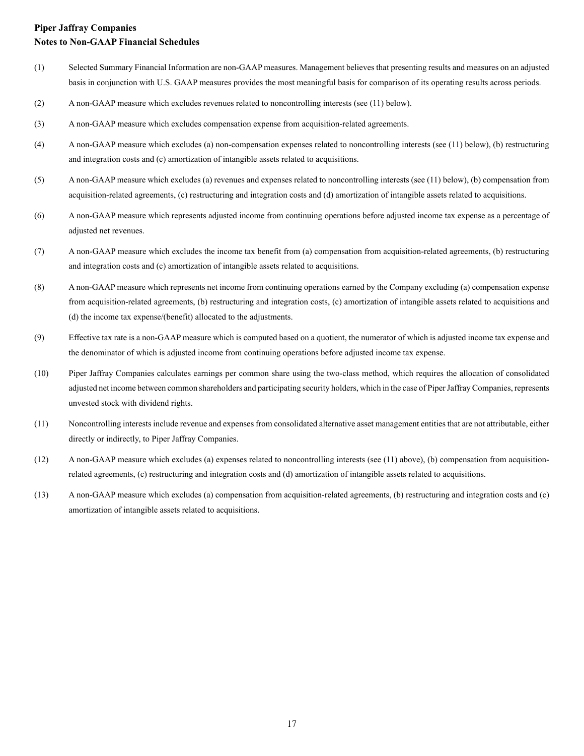**Piper Jaffray Companies**
**Notes to Non-GAAP Financial Schedules**

(1) Selected Summary Financial Information are non-GAAP measures. Management believes that presenting results and measures on an adjusted basis in conjunction with U.S. GAAP measures provides the most meaningful basis for comparison of its operating results across periods.

(2) A non-GAAP measure which excludes revenues related to noncontrolling interests (see (11) below).

(3) A non-GAAP measure which excludes compensation expense from acquisition-related agreements.

(4) A non-GAAP measure which excludes (a) non-compensation expenses related to noncontrolling interests (see (11) below), (b) restructuring and integration costs and (c) amortization of intangible assets related to acquisitions.

(5) A non-GAAP measure which excludes (a) revenues and expenses related to noncontrolling interests (see (11) below), (b) compensation from acquisition-related agreements, (c) restructuring and integration costs and (d) amortization of intangible assets related to acquisitions.

(6) A non-GAAP measure which represents adjusted income from continuing operations before adjusted income tax expense as a percentage of adjusted net revenues.

(7) A non-GAAP measure which excludes the income tax benefit from (a) compensation from acquisition-related agreements, (b) restructuring and integration costs and (c) amortization of intangible assets related to acquisitions.

(8) A non-GAAP measure which represents net income from continuing operations earned by the Company excluding (a) compensation expense from acquisition-related agreements, (b) restructuring and integration costs, (c) amortization of intangible assets related to acquisitions and (d) the income tax expense/(benefit) allocated to the adjustments.

(9) Effective tax rate is a non-GAAP measure which is computed based on a quotient, the numerator of which is adjusted income tax expense and the denominator of which is adjusted income from continuing operations before adjusted income tax expense.

(10) Piper Jaffray Companies calculates earnings per common share using the two-class method, which requires the allocation of consolidated adjusted net income between common shareholders and participating security holders, which in the case of Piper Jaffray Companies, represents unvested stock with dividend rights.

(11) Noncontrolling interests include revenue and expenses from consolidated alternative asset management entities that are not attributable, either directly or indirectly, to Piper Jaffray Companies.

(12) A non-GAAP measure which excludes (a) expenses related to noncontrolling interests (see (11) above), (b) compensation from acquisition-related agreements, (c) restructuring and integration costs and (d) amortization of intangible assets related to acquisitions.

(13) A non-GAAP measure which excludes (a) compensation from acquisition-related agreements, (b) restructuring and integration costs and (c) amortization of intangible assets related to acquisitions.